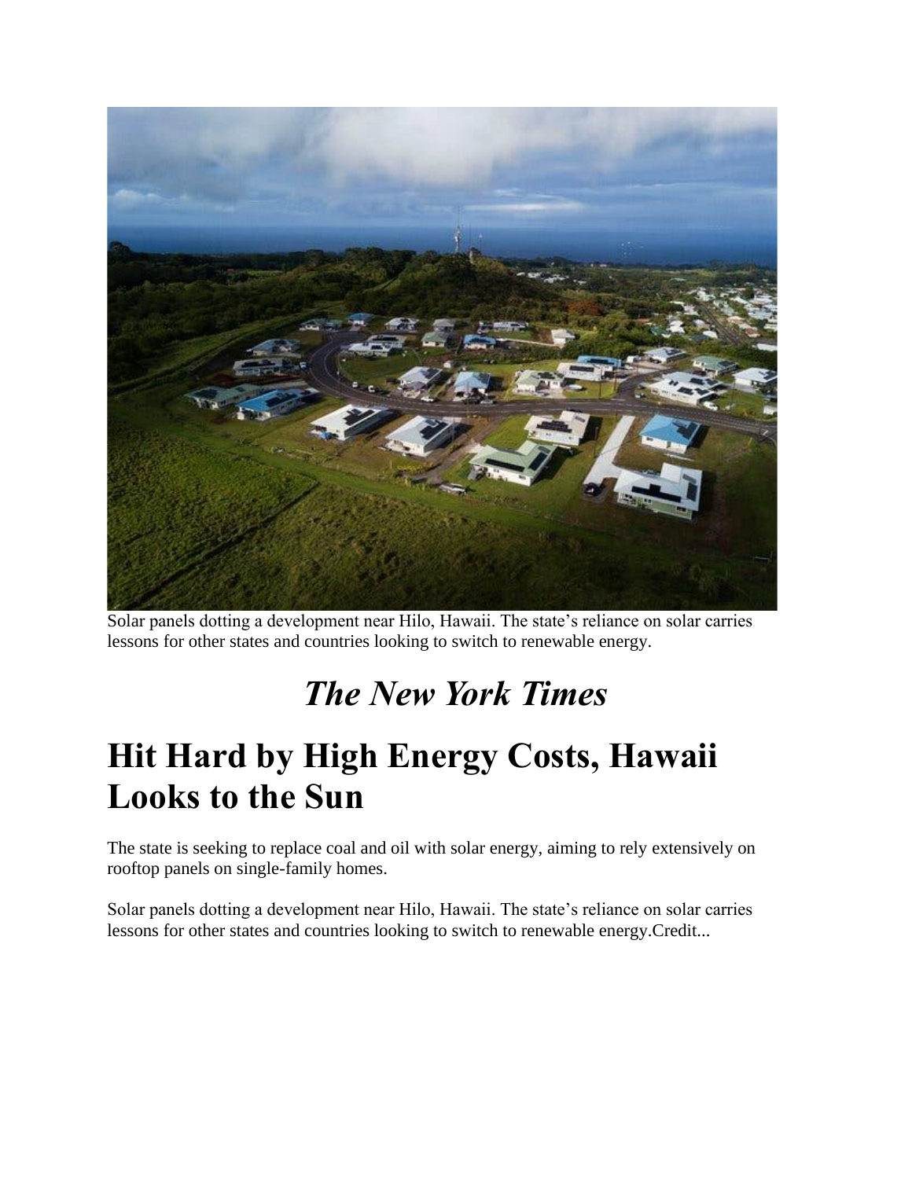Solar panels dotting a development near Hilo, Hawaii. The state's reliance on solar carries lessons for other states and countries looking to switch to renewable energy.

*The New York Times*

# Hit Hard by High Energy Costs, Hawaii Looks to the Sun

The state is seeking to replace coal and oil with solar energy, aiming to rely extensively on rooftop panels on single-family homes.

Solar panels dotting a development near Hilo, Hawaii. The state's reliance on solar carries lessons for other states and countries looking to switch to renewable energy.Credit...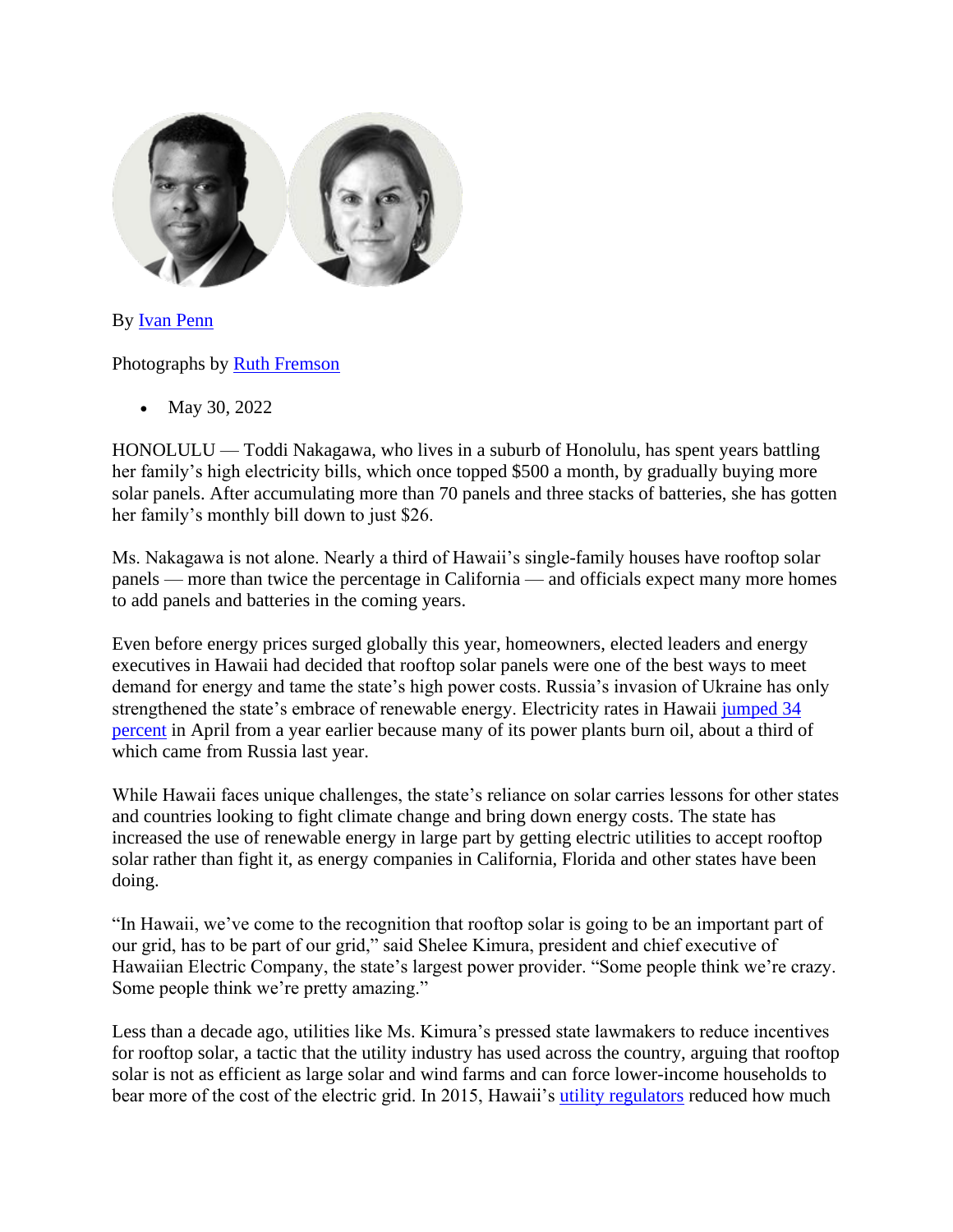By [Ivan Penn]

Photographs by [Ruth Fremson]

- May 30, 2022

HONOLULU — Toddi Nakagawa, who lives in a suburb of Honolulu, has spent years battling her family's high electricity bills, which once topped $500 a month, by gradually buying more solar panels. After accumulating more than 70 panels and three stacks of batteries, she has gotten her family's monthly bill down to just $26.

Ms. Nakagawa is not alone. Nearly a third of Hawaii's single-family houses have rooftop solar panels — more than twice the percentage in California — and officials expect many more homes to add panels and batteries in the coming years.

Even before energy prices surged globally this year, homeowners, elected leaders and energy executives in Hawaii had decided that rooftop solar panels were one of the best ways to meet demand for energy and tame the state's high power costs. Russia's invasion of Ukraine has only strengthened the state's embrace of renewable energy. Electricity rates in Hawaii [jumped 34 percent] in April from a year earlier because many of its power plants burn oil, about a third of which came from Russia last year.

While Hawaii faces unique challenges, the state's reliance on solar carries lessons for other states and countries looking to fight climate change and bring down energy costs. The state has increased the use of renewable energy in large part by getting electric utilities to accept rooftop solar rather than fight it, as energy companies in California, Florida and other states have been doing.

"In Hawaii, we've come to the recognition that rooftop solar is going to be an important part of our grid, has to be part of our grid," said Shelee Kimura, president and chief executive of Hawaiian Electric Company, the state's largest power provider. "Some people think we're crazy. Some people think we're pretty amazing."

Less than a decade ago, utilities like Ms. Kimura's pressed state lawmakers to reduce incentives for rooftop solar, a tactic that the utility industry has used across the country, arguing that rooftop solar is not as efficient as large solar and wind farms and can force lower-income households to bear more of the cost of the electric grid. In 2015, Hawaii's [utility regulators] reduced how much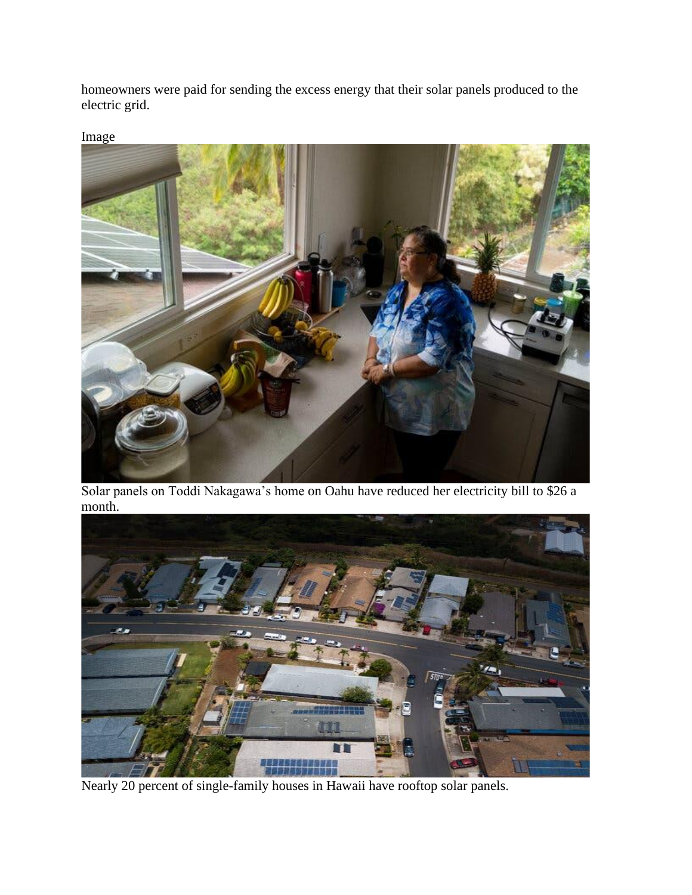homeowners were paid for sending the excess energy that their solar panels produced to the electric grid.

Image

Solar panels on Toddi Nakagawa's home on Oahu have reduced her electricity bill to $26 a month.

Nearly 20 percent of single-family houses in Hawaii have rooftop solar panels.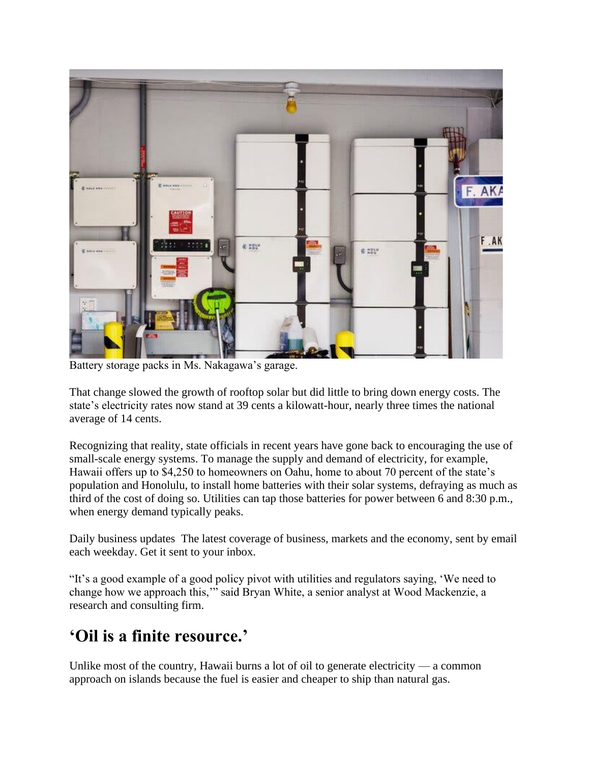Battery storage packs in Ms. Nakagawa's garage.

That change slowed the growth of rooftop solar but did little to bring down energy costs. The state's electricity rates now stand at 39 cents a kilowatt-hour, nearly three times the national average of 14 cents.

Recognizing that reality, state officials in recent years have gone back to encouraging the use of small-scale energy systems. To manage the supply and demand of electricity, for example, Hawaii offers up to $4,250 to homeowners on Oahu, home to about 70 percent of the state's population and Honolulu, to install home batteries with their solar systems, defraying as much as third of the cost of doing so. Utilities can tap those batteries for power between 6 and 8:30 p.m., when energy demand typically peaks.

Daily business updates The latest coverage of business, markets and the economy, sent by email each weekday. Get it sent to your inbox.

"It's a good example of a good policy pivot with utilities and regulators saying, 'We need to change how we approach this,'" said Bryan White, a senior analyst at Wood Mackenzie, a research and consulting firm.

## 'Oil is a finite resource.'

Unlike most of the country, Hawaii burns a lot of oil to generate electricity — a common approach on islands because the fuel is easier and cheaper to ship than natural gas.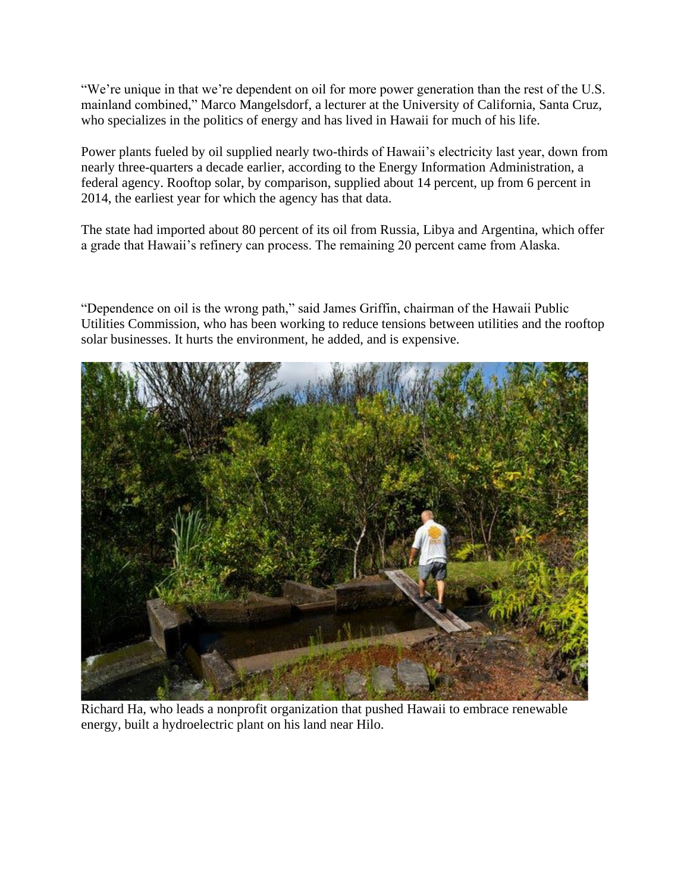"We're unique in that we're dependent on oil for more power generation than the rest of the U.S. mainland combined," Marco Mangelsdorf, a lecturer at the University of California, Santa Cruz, who specializes in the politics of energy and has lived in Hawaii for much of his life.

Power plants fueled by oil supplied nearly two-thirds of Hawaii's electricity last year, down from nearly three-quarters a decade earlier, according to the Energy Information Administration, a federal agency. Rooftop solar, by comparison, supplied about 14 percent, up from 6 percent in 2014, the earliest year for which the agency has that data.

The state had imported about 80 percent of its oil from Russia, Libya and Argentina, which offer a grade that Hawaii's refinery can process. The remaining 20 percent came from Alaska.

"Dependence on oil is the wrong path," said James Griffin, chairman of the Hawaii Public Utilities Commission, who has been working to reduce tensions between utilities and the rooftop solar businesses. It hurts the environment, he added, and is expensive.

Richard Ha, who leads a nonprofit organization that pushed Hawaii to embrace renewable energy, built a hydroelectric plant on his land near Hilo.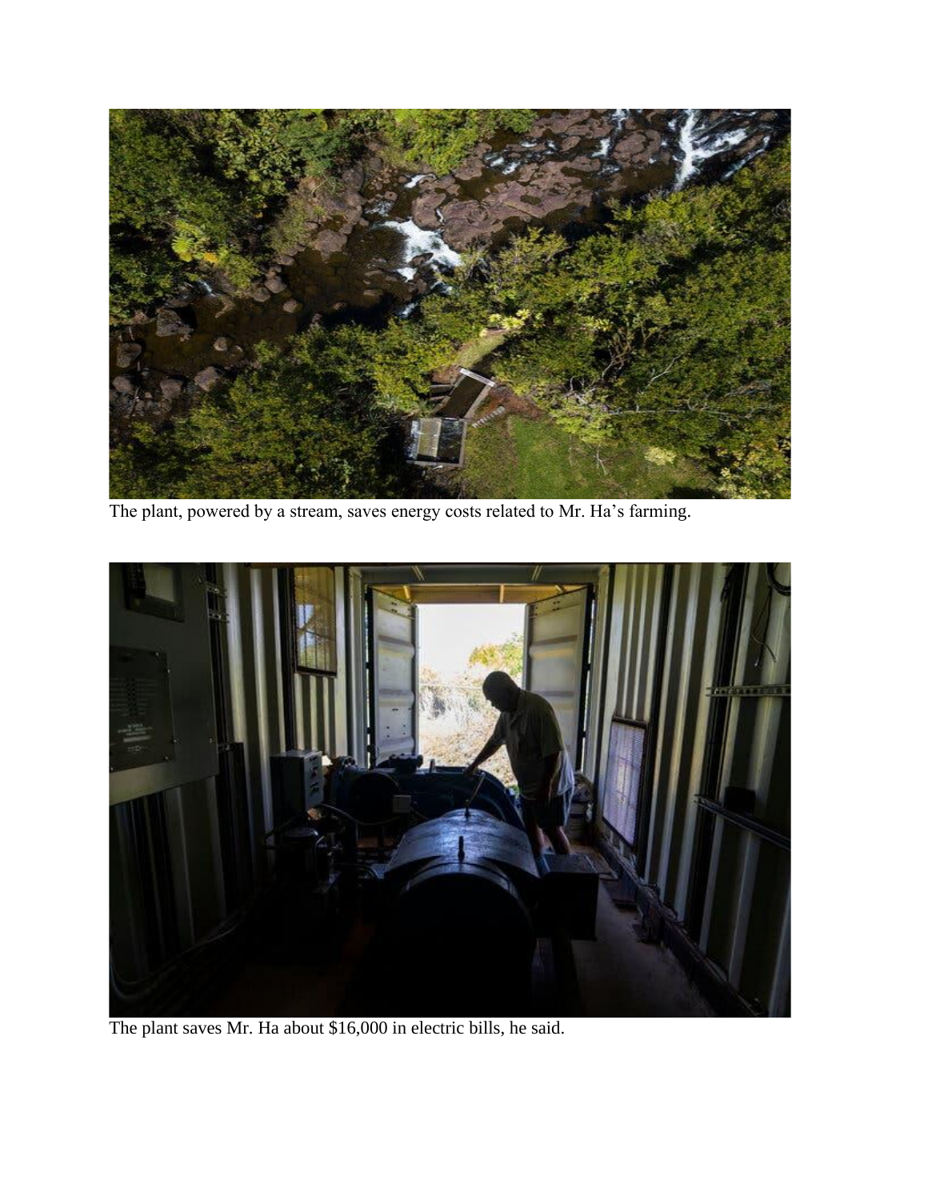The plant, powered by a stream, saves energy costs related to Mr. Ha’s farming.

The plant saves Mr. Ha about $16,000 in electric bills, he said.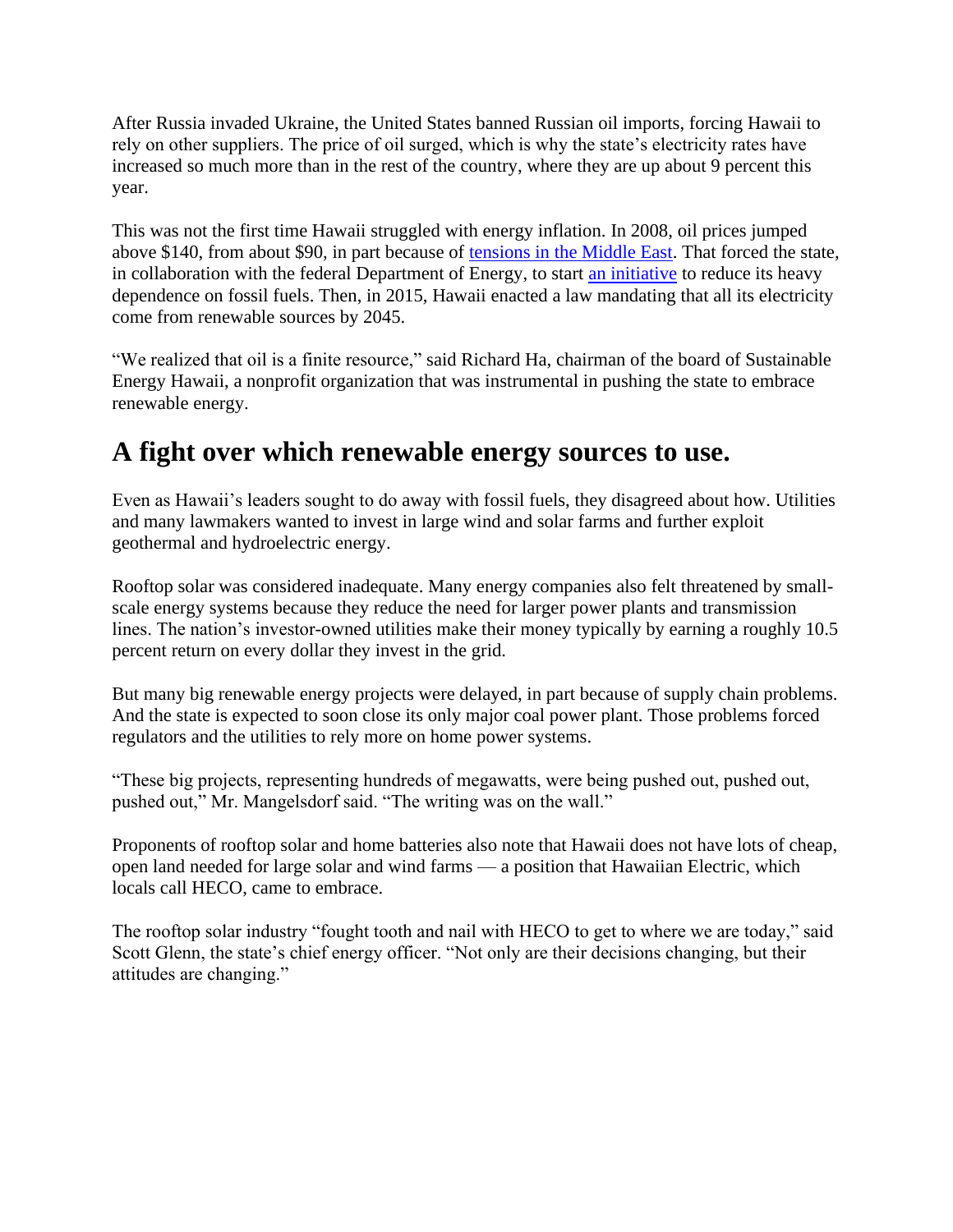After Russia invaded Ukraine, the United States banned Russian oil imports, forcing Hawaii to rely on other suppliers. The price of oil surged, which is why the state's electricity rates have increased so much more than in the rest of the country, where they are up about 9 percent this year.

This was not the first time Hawaii struggled with energy inflation. In 2008, oil prices jumped above $140, from about $90, in part because of tensions in the Middle East. That forced the state, in collaboration with the federal Department of Energy, to start an initiative to reduce its heavy dependence on fossil fuels. Then, in 2015, Hawaii enacted a law mandating that all its electricity come from renewable sources by 2045.

"We realized that oil is a finite resource," said Richard Ha, chairman of the board of Sustainable Energy Hawaii, a nonprofit organization that was instrumental in pushing the state to embrace renewable energy.

## A fight over which renewable energy sources to use.

Even as Hawaii's leaders sought to do away with fossil fuels, they disagreed about how. Utilities and many lawmakers wanted to invest in large wind and solar farms and further exploit geothermal and hydroelectric energy.

Rooftop solar was considered inadequate. Many energy companies also felt threatened by small-scale energy systems because they reduce the need for larger power plants and transmission lines. The nation's investor-owned utilities make their money typically by earning a roughly 10.5 percent return on every dollar they invest in the grid.

But many big renewable energy projects were delayed, in part because of supply chain problems. And the state is expected to soon close its only major coal power plant. Those problems forced regulators and the utilities to rely more on home power systems.

"These big projects, representing hundreds of megawatts, were being pushed out, pushed out, pushed out," Mr. Mangelsdorf said. "The writing was on the wall."

Proponents of rooftop solar and home batteries also note that Hawaii does not have lots of cheap, open land needed for large solar and wind farms — a position that Hawaiian Electric, which locals call HECO, came to embrace.

The rooftop solar industry "fought tooth and nail with HECO to get to where we are today," said Scott Glenn, the state's chief energy officer. "Not only are their decisions changing, but their attitudes are changing."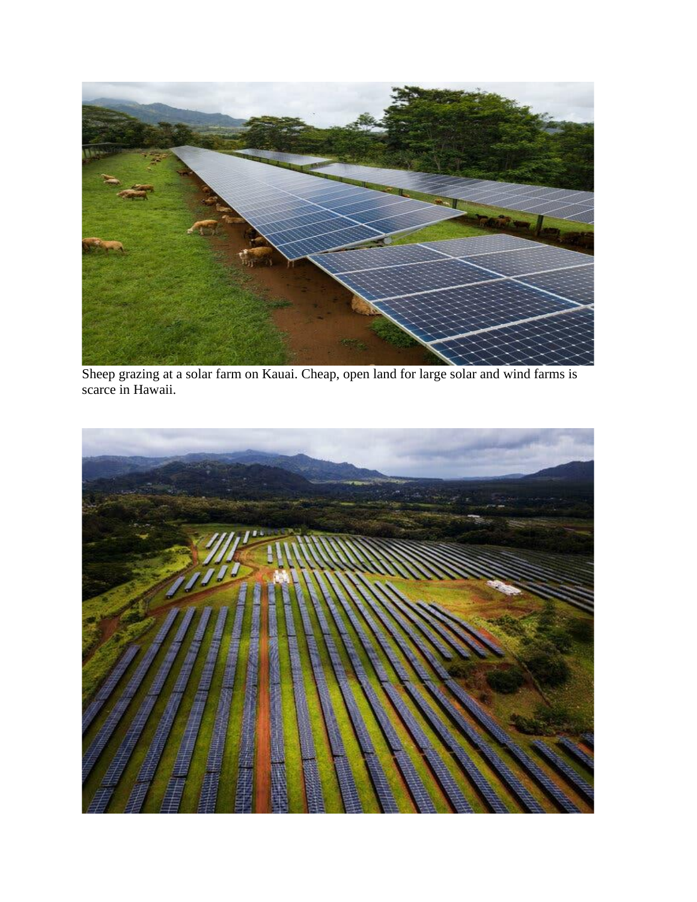Sheep grazing at a solar farm on Kauai. Cheap, open land for large solar and wind farms is scarce in Hawaii.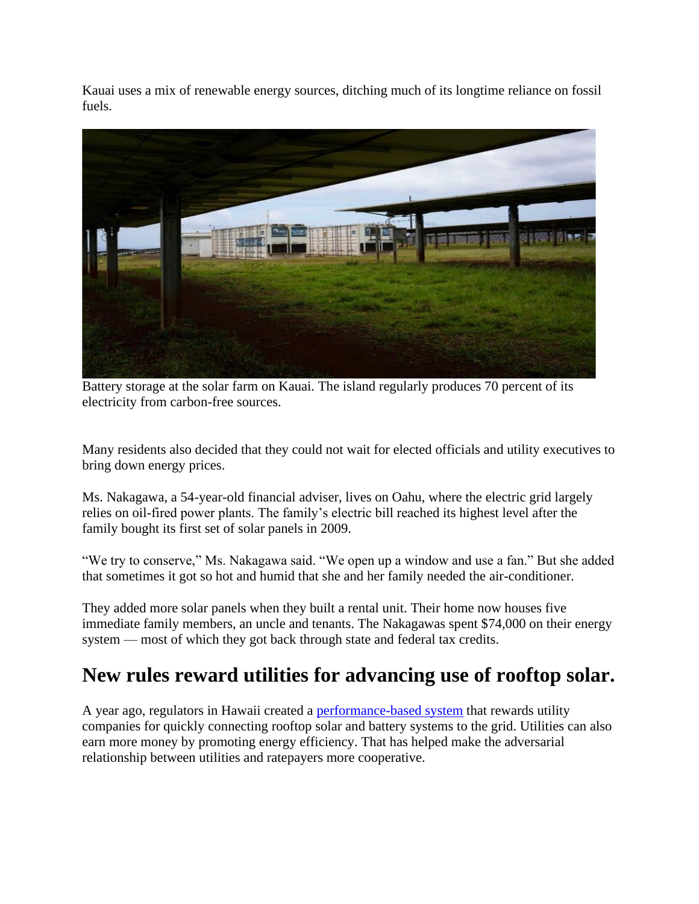Kauai uses a mix of renewable energy sources, ditching much of its longtime reliance on fossil fuels.

Battery storage at the solar farm on Kauai. The island regularly produces 70 percent of its electricity from carbon-free sources.

Many residents also decided that they could not wait for elected officials and utility executives to bring down energy prices.

Ms. Nakagawa, a 54-year-old financial adviser, lives on Oahu, where the electric grid largely relies on oil-fired power plants. The family's electric bill reached its highest level after the family bought its first set of solar panels in 2009.

"We try to conserve," Ms. Nakagawa said. "We open up a window and use a fan." But she added that sometimes it got so hot and humid that she and her family needed the air-conditioner.

They added more solar panels when they built a rental unit. Their home now houses five immediate family members, an uncle and tenants. The Nakagawas spent $74,000 on their energy system — most of which they got back through state and federal tax credits.

## New rules reward utilities for advancing use of rooftop solar.

A year ago, regulators in Hawaii created a performance-based system that rewards utility companies for quickly connecting rooftop solar and battery systems to the grid. Utilities can also earn more money by promoting energy efficiency. That has helped make the adversarial relationship between utilities and ratepayers more cooperative.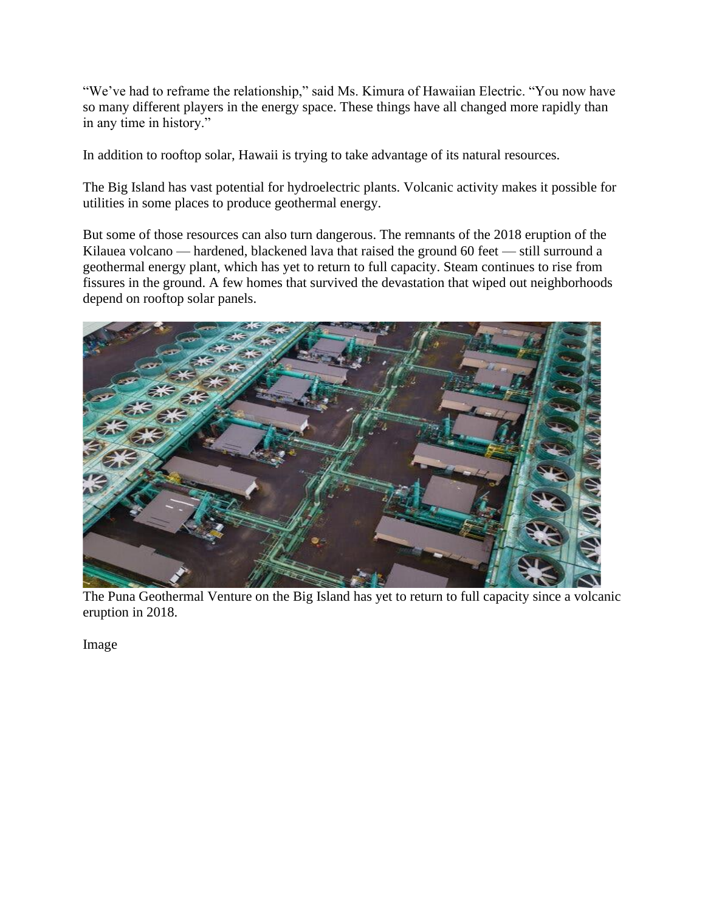"We've had to reframe the relationship," said Ms. Kimura of Hawaiian Electric. "You now have so many different players in the energy space. These things have all changed more rapidly than in any time in history."

In addition to rooftop solar, Hawaii is trying to take advantage of its natural resources.

The Big Island has vast potential for hydroelectric plants. Volcanic activity makes it possible for utilities in some places to produce geothermal energy.

But some of those resources can also turn dangerous. The remnants of the 2018 eruption of the Kilauea volcano — hardened, blackened lava that raised the ground 60 feet — still surround a geothermal energy plant, which has yet to return to full capacity. Steam continues to rise from fissures in the ground. A few homes that survived the devastation that wiped out neighborhoods depend on rooftop solar panels.

The Puna Geothermal Venture on the Big Island has yet to return to full capacity since a volcanic eruption in 2018.

Image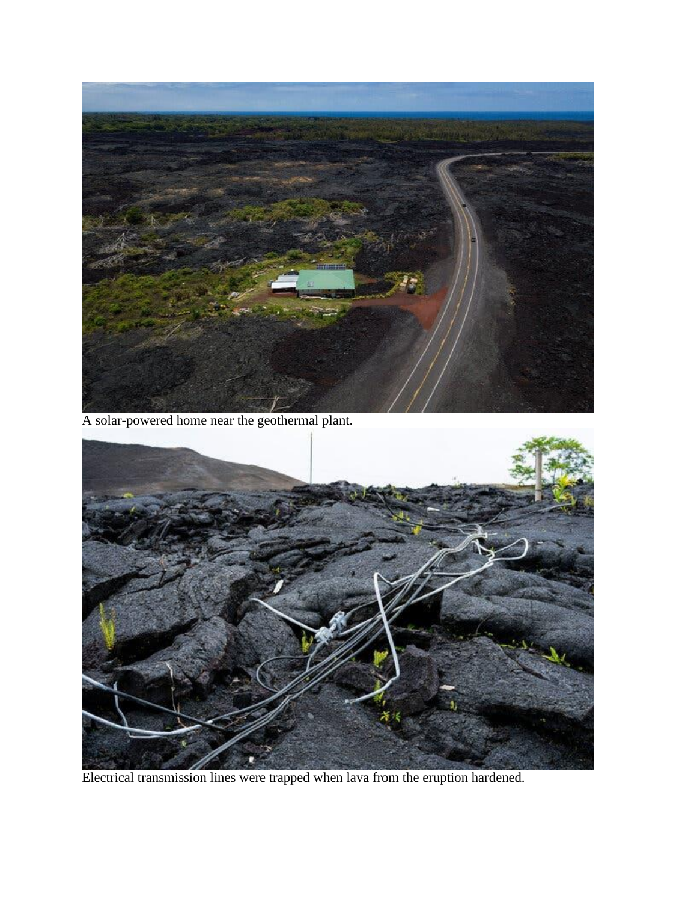A solar-powered home near the geothermal plant.

Electrical transmission lines were trapped when lava from the eruption hardened.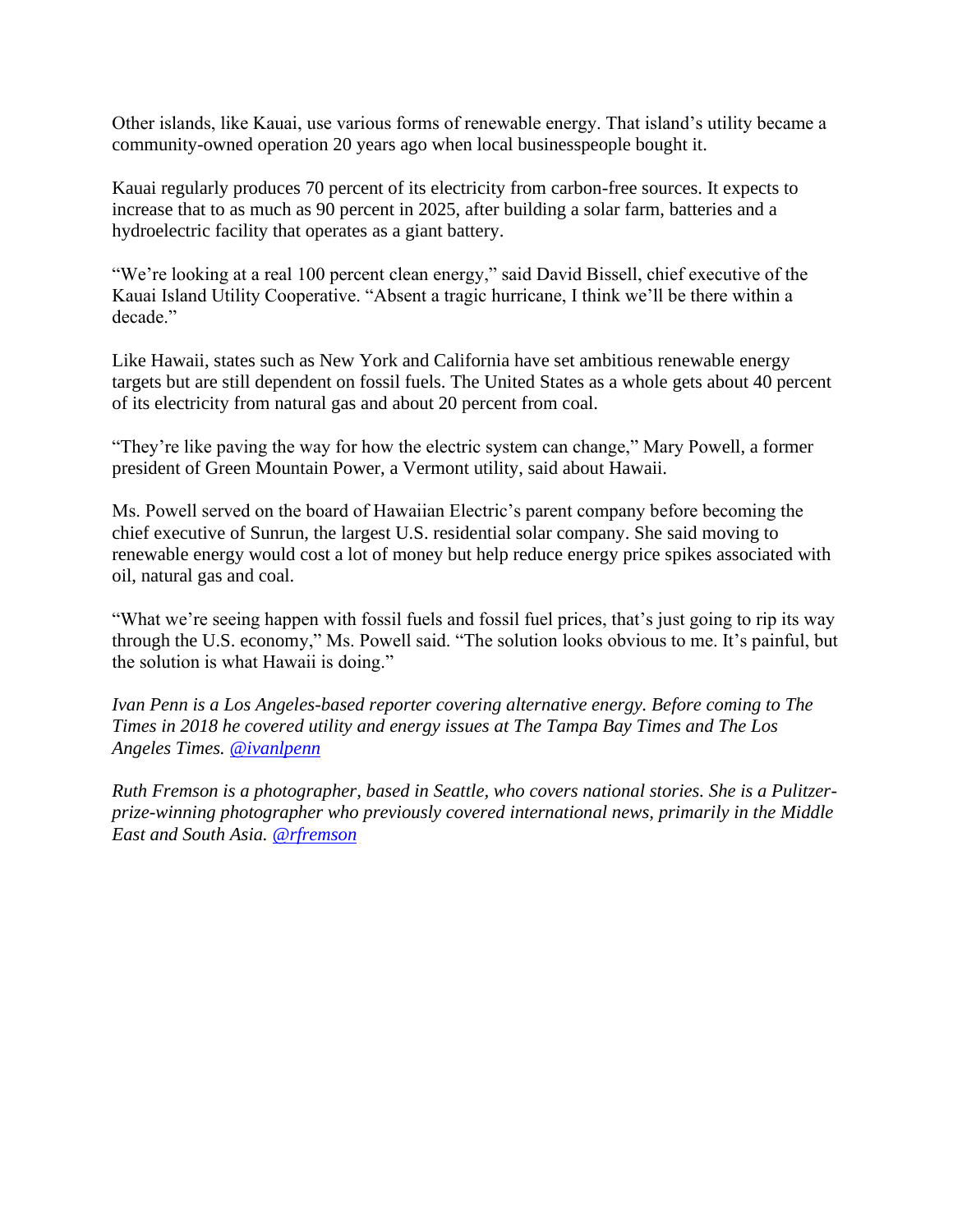Other islands, like Kauai, use various forms of renewable energy. That island's utility became a community-owned operation 20 years ago when local businesspeople bought it.

Kauai regularly produces 70 percent of its electricity from carbon-free sources. It expects to increase that to as much as 90 percent in 2025, after building a solar farm, batteries and a hydroelectric facility that operates as a giant battery.

"We're looking at a real 100 percent clean energy," said David Bissell, chief executive of the Kauai Island Utility Cooperative. "Absent a tragic hurricane, I think we'll be there within a decade."

Like Hawaii, states such as New York and California have set ambitious renewable energy targets but are still dependent on fossil fuels. The United States as a whole gets about 40 percent of its electricity from natural gas and about 20 percent from coal.

"They're like paving the way for how the electric system can change," Mary Powell, a former president of Green Mountain Power, a Vermont utility, said about Hawaii.

Ms. Powell served on the board of Hawaiian Electric's parent company before becoming the chief executive of Sunrun, the largest U.S. residential solar company. She said moving to renewable energy would cost a lot of money but help reduce energy price spikes associated with oil, natural gas and coal.

"What we're seeing happen with fossil fuels and fossil fuel prices, that's just going to rip its way through the U.S. economy," Ms. Powell said. "The solution looks obvious to me. It's painful, but the solution is what Hawaii is doing."

*Ivan Penn is a Los Angeles-based reporter covering alternative energy. Before coming to The Times in 2018 he covered utility and energy issues at The Tampa Bay Times and The Los Angeles Times. [@ivanlpenn]*

*Ruth Fremson is a photographer, based in Seattle, who covers national stories. She is a Pulitzer-prize-winning photographer who previously covered international news, primarily in the Middle East and South Asia. [@rfremson]*